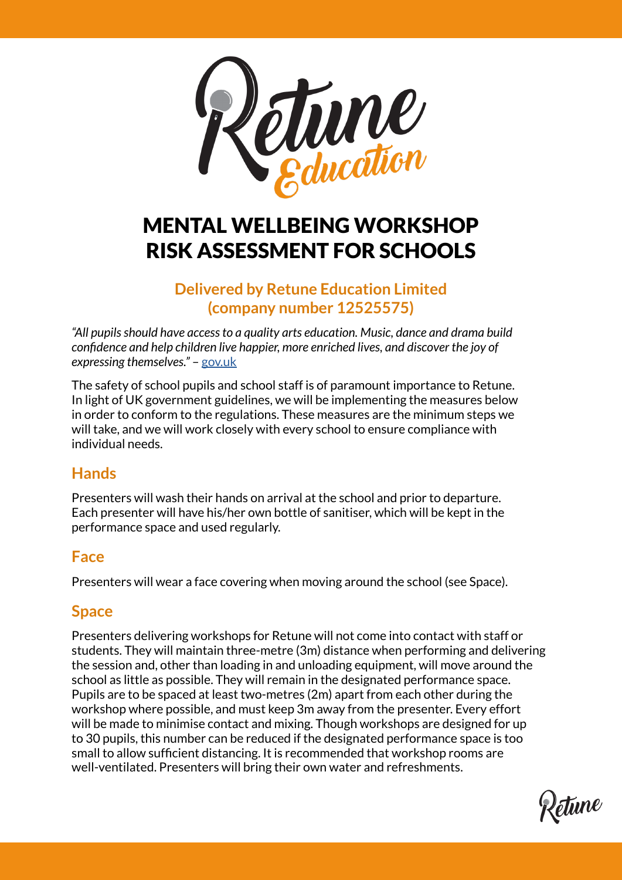# MENTAL WELLBEING WORKSHOP RISK ASSESSMENT FOR SCHOOLS

### Delivered by Retune Education Limited (company number 12525575)

*"All pupils should have access to a quality arts education. Music, dance and drama build confidence and help children live happier, more enriched lives, and discover the joy of expressing themselves."* – gov.uk

The safety of school pupils and school staff is of paramount importance to Retune. In light of UK government guidelines, we will be implementing the measures below in order to conform to the regulations. These measures are the minimum steps we will take, and we will work closely with every school to ensure compliance with individual needs.

## Hands

Presenters will wash their hands on arrival at the school and prior to departure. Each presenter will have his/her own bottle of sanitiser, which will be kept in the performance space and used regularly.

## Face

Presenters will wear a face covering when moving around the school (see Space).

## Space

Presenters delivering workshops for Retune will not come into contact with staff or students. They will maintain three-metre (3m) distance when performing and delivering the session and, other than loading in and unloading equipment, will move around the school as little as possible. They will remain in the designated performance space. Pupils are to be spaced at least two-metres (2m) apart from each other during the workshop where possible, and must keep 3m away from the presenter. Every effort will be made to minimise contact and mixing. Though workshops are designed for up to 30 pupils, this number can be reduced if the designated performance space is too small to allow sufficient distancing. It is recommended that workshop rooms are well-ventilated. Presenters will bring their own water and refreshments.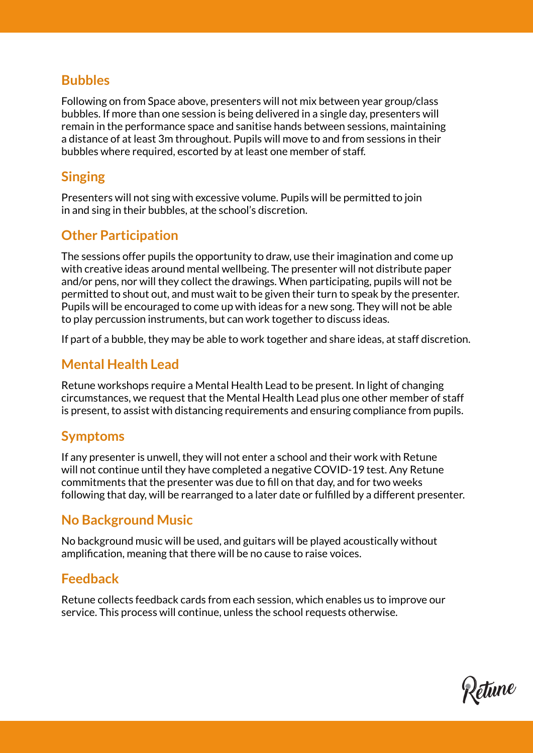## Bubbles

Following on from Space above, presenters will not mix between year group/class bubbles. If more than one session is being delivered in a single day, presenters will remain in the performance space and sanitise hands between sessions, maintaining a distance of at least 3m throughout. Pupils will move to and from sessions in their bubbles where required, escorted by at least one member of staff.

## Singing

Presenters will not sing with excessive volume. Pupils will be permitted to join in and sing in their bubbles, at the school's discretion.

## Other Participation

The sessions offer pupils the opportunity to draw, use their imagination and come up with creative ideas around mental wellbeing. The presenter will not distribute paper and/or pens, nor will they collect the drawings. When participating, pupils will not be permitted to shout out, and must wait to be given their turn to speak by the presenter. Pupils will be encouraged to come up with ideas for a new song. They will not be able to play percussion instruments, but can work together to discuss ideas.

If part of a bubble, they may be able to work together and share ideas, at staff discretion.

## Mental Health Lead

Retune workshops require a Mental Health Lead to be present. In light of changing circumstances, we request that the Mental Health Lead plus one other member of staff is present, to assist with distancing requirements and ensuring compliance from pupils.

## Symptoms

If any presenter is unwell, they will not enter a school and their work with Retune will not continue until they have completed a negative COVID-19 test. Any Retune commitments that the presenter was due to fill on that day, and for two weeks following that day, will be rearranged to a later date or fulfilled by a different presenter.

## No Background Music

No background music will be used, and guitars will be played acoustically without amplification, meaning that there will be no cause to raise voices.

## Feedback

Retune collects feedback cards from each session, which enables us to improve our service. This process will continue, unless the school requests otherwise.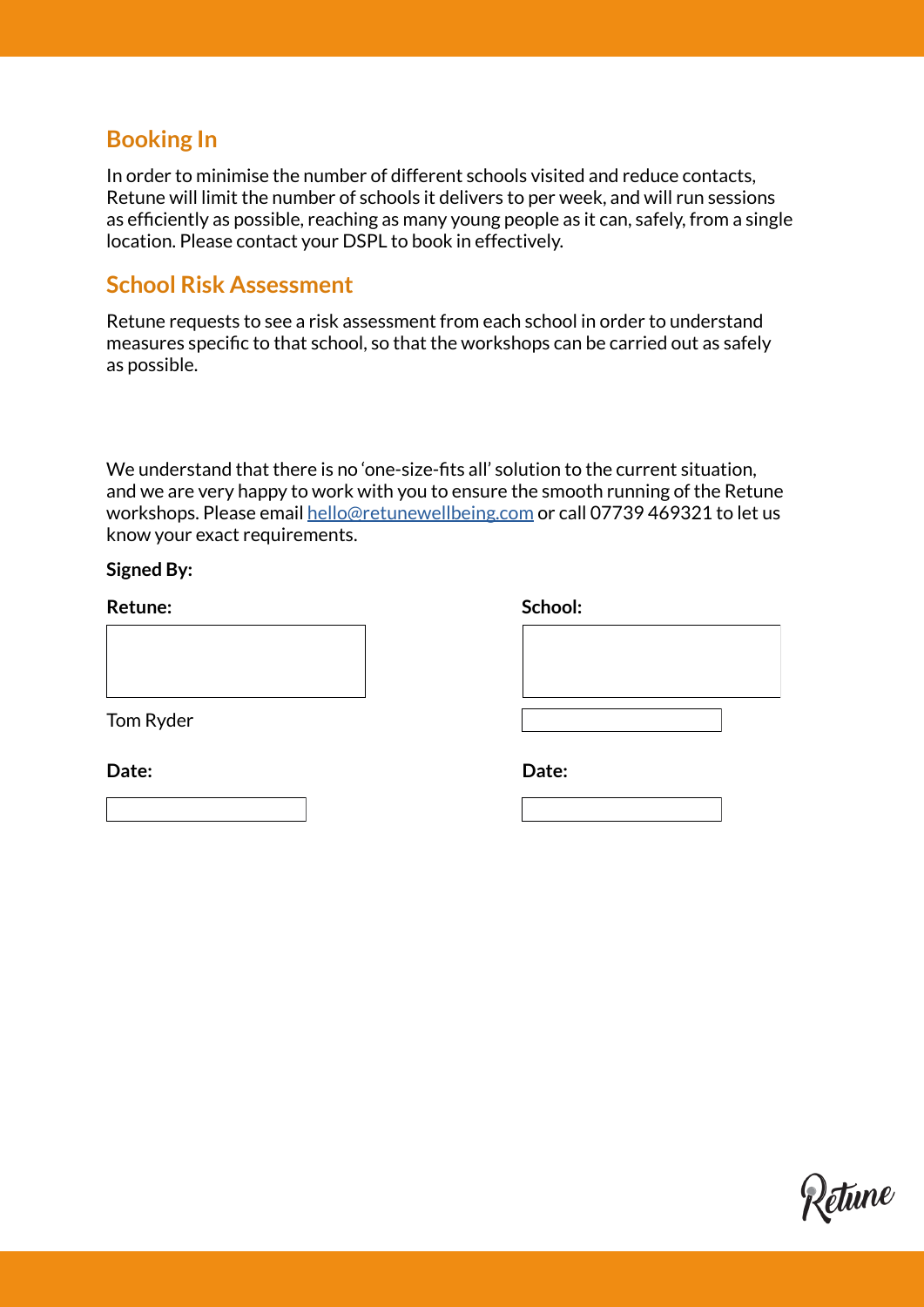## Booking In

In order to minimise the number of different schools visited and reduce contacts, Retune will limit the number of schools it delivers to per week, and will run sessions as efficiently as possible, reaching as many young people as it can, safely, from a single location. Please contact your DSPL to book in effectively.

## School Risk Assessment

Retune requests to see a risk assessment from each school in order to understand measures specific to that school, so that the workshops can be carried out as safely as possible.

We understand that there is no 'one-size-fits all' solution to the current situation, and we are very happy to work with you to ensure the smooth running of the Retune workshops. Please email hello@retunewellbeing.com or call 07739 469321 to let us know your exact requirements.

**Signed By:**

**Retune:**

Tom Ryder

**Date:**

**School:**

**Date:**